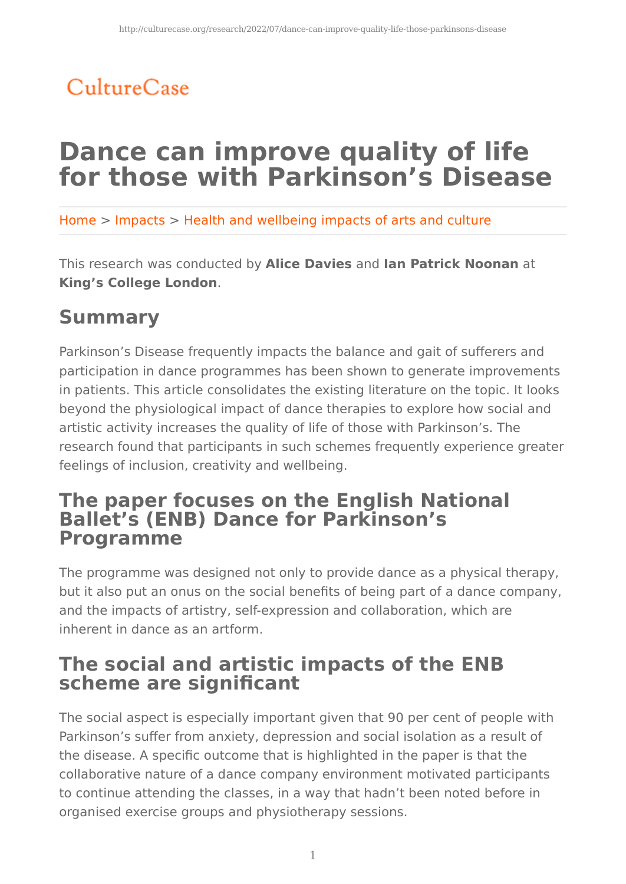CultureCase

# Dance can improve quality of life for those with Parkinson's Disease

Home > Impacts > Health and wellbeing impacts of arts and culture

This research was conducted by **Alice Davies** and **Ian Patrick Noonan** at **King's College London**.

## Summary

Parkinson's Disease frequently impacts the balance and gait of sufferers and participation in dance programmes has been shown to generate improvements in patients. This article consolidates the existing literature on the topic. It looks beyond the physiological impact of dance therapies to explore how social and artistic activity increases the quality of life of those with Parkinson's. The research found that participants in such schemes frequently experience greater feelings of inclusion, creativity and wellbeing.

## The paper focuses on the English National Ballet's (ENB) Dance for Parkinson's Programme

The programme was designed not only to provide dance as a physical therapy, but it also put an onus on the social benefits of being part of a dance company, and the impacts of artistry, self-expression and collaboration, which are inherent in dance as an artform.

## The social and artistic impacts of the ENB scheme are significant

The social aspect is especially important given that 90 per cent of people with Parkinson's suffer from anxiety, depression and social isolation as a result of the disease. A specific outcome that is highlighted in the paper is that the collaborative nature of a dance company environment motivated participants to continue attending the classes, in a way that hadn't been noted before in organised exercise groups and physiotherapy sessions.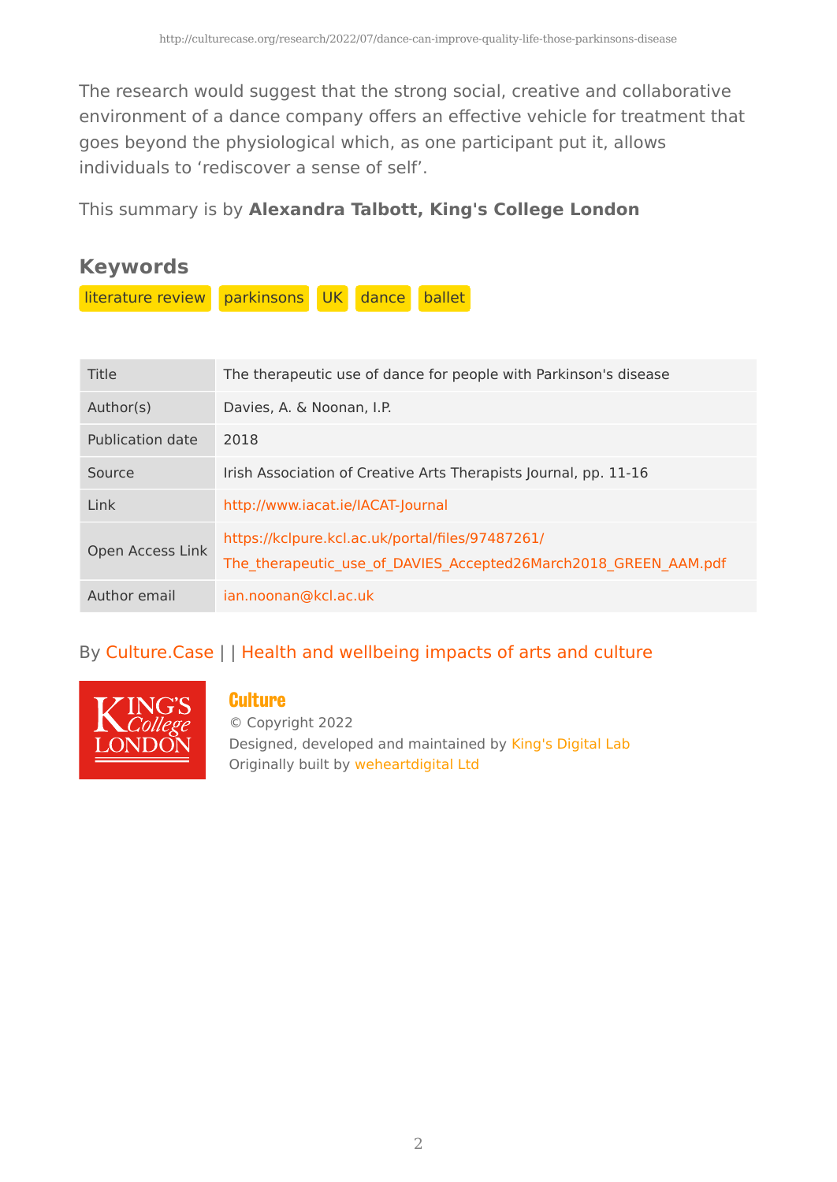The research would suggest that the strong social, creative and collaborative environment of a dance company offers an effective vehicle for treatment that goes beyond the physiological which, as one participant put it, allows individuals to ‘rediscover a sense of self’.

This summary is by **Alexandra Talbott, King's College London**

## Keywords

literature review parkinsons UK dance ballet

| | |
|---|---|
| Title | The therapeutic use of dance for people with Parkinson's disease |
| Author(s) | Davies, A. & Noonan, I.P. |
| Publication date | 2018 |
| Source | Irish Association of Creative Arts Therapists Journal, pp. 11-16 |
| Link | http://www.iacat.ie/IACAT-Journal |
| Open Access Link | https://kclpure.kcl.ac.uk/portal/files/97487261/The_therapeutic_use_of_DAVIES_Accepted26March2018_GREEN_AAM.pdf |
| Author email | ian.noonan@kcl.ac.uk |

By Culture.Case | | Health and wellbeing impacts of arts and culture

KING'S College LONDON

Culture

© Copyright 2022

Designed, developed and maintained by King's Digital Lab

Originally built by weheartdigital Ltd